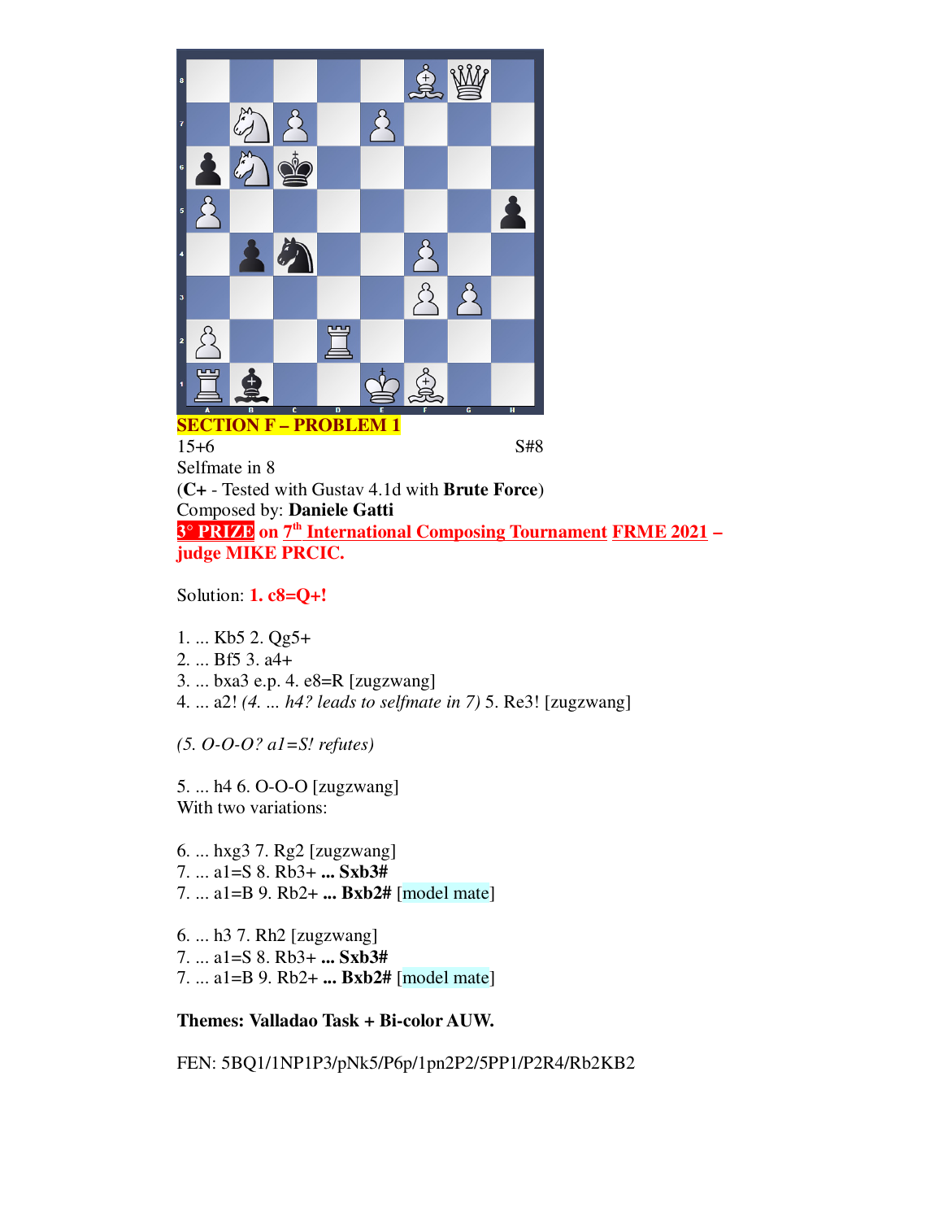**SECTION F – PROBLEM 1**

15+6 S#8

Selfmate in 8

(**C+** - Tested with Gustav 4.1d with **Brute Force**)

Composed by: **Daniele Gatti**

**3° PRIZE on 7th International Composing Tournament FRME 2021 – judge MIKE PRCIC.**

Solution: **1. c8=Q+!**

1. ... Kb5 2. Qg5+
2. ... Bf5 3. a4+
3. ... bxa3 e.p. 4. e8=R [zugzwang]
4. ... a2! *(4. ... h4? leads to selfmate in 7)* 5. Re3! [zugzwang]

*(5. O-O-O? a1=S! refutes)*

5. ... h4 6. O-O-O [zugzwang]

With two variations:

6. ... hxg3 7. Rg2 [zugzwang]
7. ... a1=S 8. Rb3+ **... Sxb3#**
7. ... a1=B 9. Rb2+ **... Bxb2#** [model mate]

6. ... h3 7. Rh2 [zugzwang]
7. ... a1=S 8. Rb3+ **... Sxb3#**
7. ... a1=B 9. Rb2+ **... Bxb2#** [model mate]

**Themes: Valladao Task + Bi-color AUW.**

FEN: 5BQ1/1NP1P3/pNk5/P6p/1pn2P2/5PP1/P2R4/Rb2KB2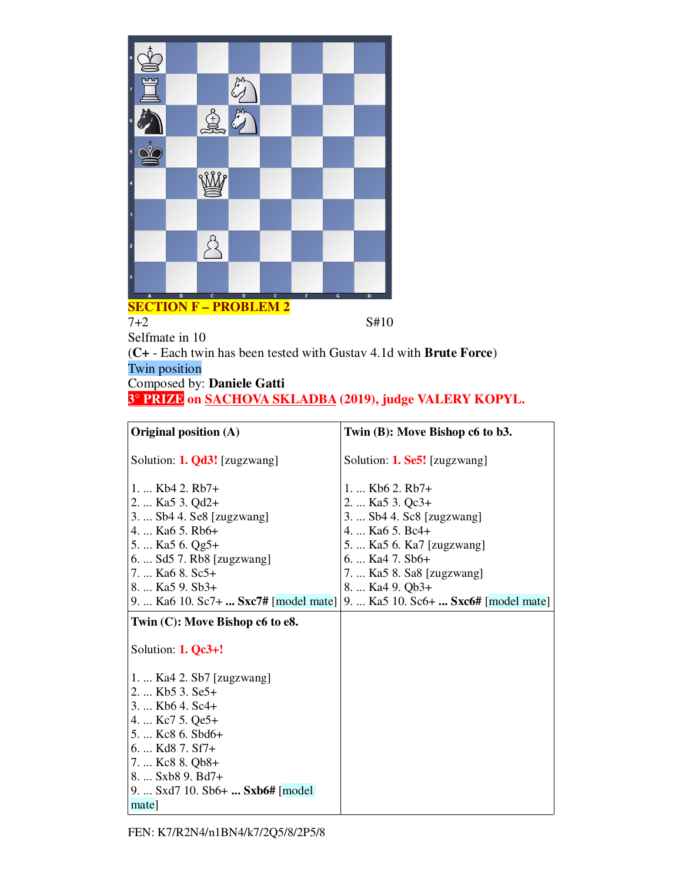**SECTION F – PROBLEM 2**

7+2 S#10

Selfmate in 10

(**C+** - Each twin has been tested with Gustav 4.1d with **Brute Force**)

Twin position

Composed by: **Daniele Gatti**

**3° PRIZE on SACHOVA SKLADBA (2019), judge VALERY KOPYL.**

| **Original position (A)**<br><br>Solution: **1. Qd3!** [zugzwang]<br><br>1. ... Kb4 2. Rb7+<br>2. ... Ka5 3. Qd2+<br>3. ... Sb4 4. Se8 [zugzwang]<br>4. ... Ka6 5. Rb6+<br>5. ... Ka5 6. Qg5+<br>6. ... Sd5 7. Rb8 [zugzwang]<br>7. ... Ka6 8. Sc5+<br>8. ... Ka5 9. Sb3+<br>9. ... Ka6 10. Sc7+ **... Sxc7#** [model mate] | **Twin (B): Move Bishop c6 to b3.**<br><br>Solution: **1. Se5!** [zugzwang]<br><br>1. ... Kb6 2. Rb7+<br>2. ... Ka5 3. Qc3+<br>3. ... Sb4 4. Sc8 [zugzwang]<br>4. ... Ka6 5. Bc4+<br>5. ... Ka5 6. Ka7 [zugzwang]<br>6. ... Ka4 7. Sb6+<br>7. ... Ka5 8. Sa8 [zugzwang]<br>8. ... Ka4 9. Qb3+<br>9. ... Ka5 10. Sc6+ **... Sxc6#** [model mate] |
|---|---|
| **Twin (C): Move Bishop c6 to e8.**<br><br>Solution: **1. Qc3+!**<br><br>1. ... Ka4 2. Sb7 [zugzwang]<br>2. ... Kb5 3. Se5+<br>3. ... Kb6 4. Sc4+<br>4. ... Kc7 5. Qe5+<br>5. ... Kc8 6. Sbd6+<br>6. ... Kd8 7. Sf7+<br>7. ... Kc8 8. Qb8+<br>8. ... Sxb8 9. Bd7+<br>9. ... Sxd7 10. Sb6+ **... Sxb6#** [model mate] | |

FEN: K7/R2N4/n1BN4/k7/2Q5/8/2P5/8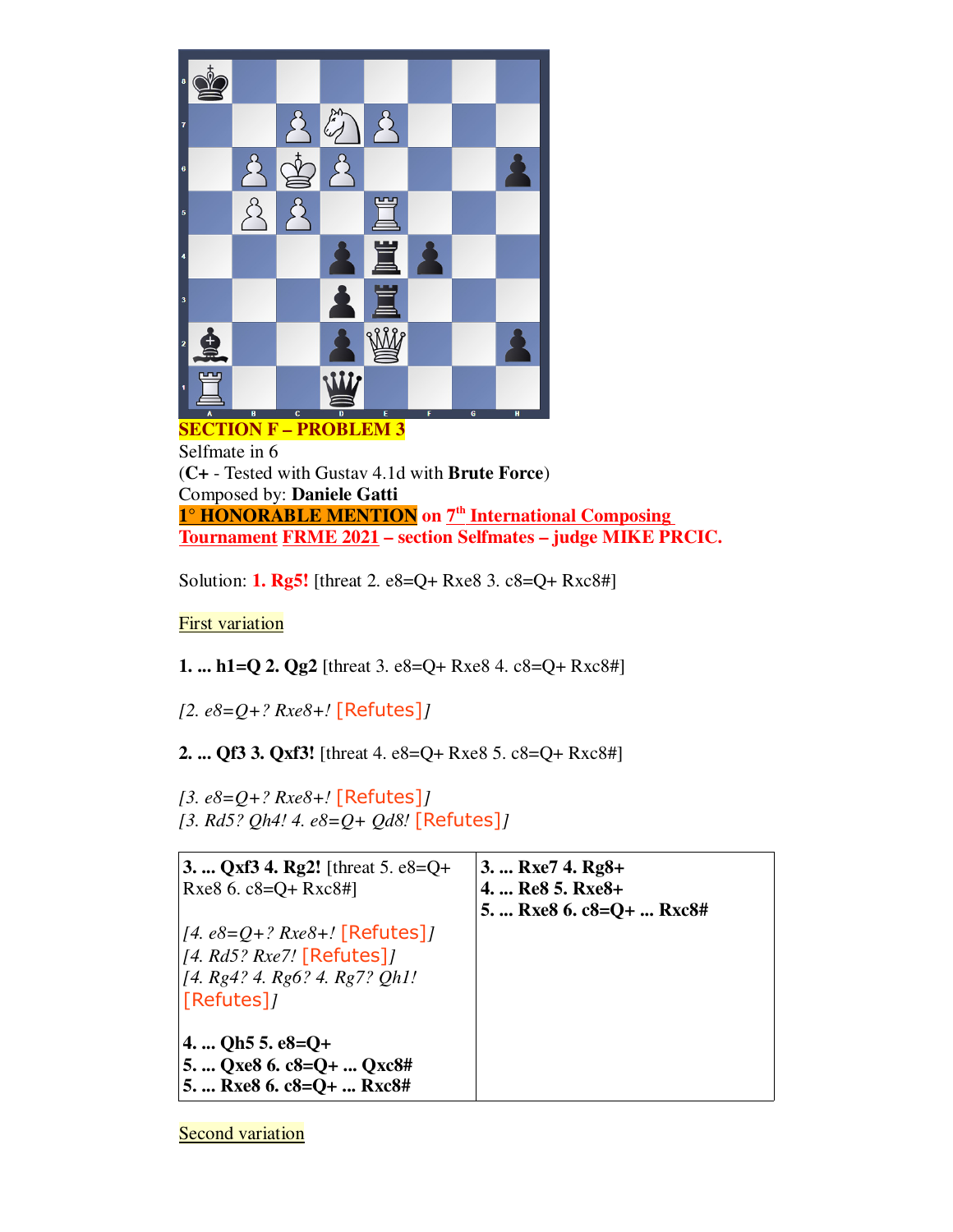**SECTION F – PROBLEM 3**

Selfmate in 6
(**C+** - Tested with Gustav 4.1d with **Brute Force**)
Composed by: **Daniele Gatti**
**1° HONORABLE MENTION** on 7th International Composing Tournament FRME 2021 – section Selfmates – judge MIKE PRCIC.

Solution: **1. Rg5!** [threat 2. e8=Q+ Rxe8 3. c8=Q+ Rxc8#]

First variation

**1. ... h1=Q 2. Qg2** [threat 3. e8=Q+ Rxe8 4. c8=Q+ Rxc8#]

*[2. e8=Q+? Rxe8+!* [Refutes]*]*

**2. ... Qf3 3. Qxf3!** [threat 4. e8=Q+ Rxe8 5. c8=Q+ Rxc8#]

*[3. e8=Q+? Rxe8+!* [Refutes]*]*
*[3. Rd5? Qh4! 4. e8=Q+ Qd8!* [Refutes]*]*

| **3. ... Qxf3 4. Rg2!** [threat 5. e8=Q+ Rxe8 6. c8=Q+ Rxc8#]<br><br>*[4. e8=Q+? Rxe8+!* [Refutes]*]*<br>*[4. Rd5? Rxe7!* [Refutes]*]*<br>*[4. Rg4? 4. Rg6? 4. Rg7? Qh1!* [Refutes]*]*<br><br>**4. ... Qh5 5. e8=Q+**<br>**5. ... Qxe8 6. c8=Q+ ... Qxc8#**<br>**5. ... Rxe8 6. c8=Q+ ... Rxc8#** | **3. ... Rxe7 4. Rg8+**<br>**4. ... Re8 5. Rxe8+**<br>**5. ... Rxe8 6. c8=Q+ ... Rxc8#** |
|---|---|

Second variation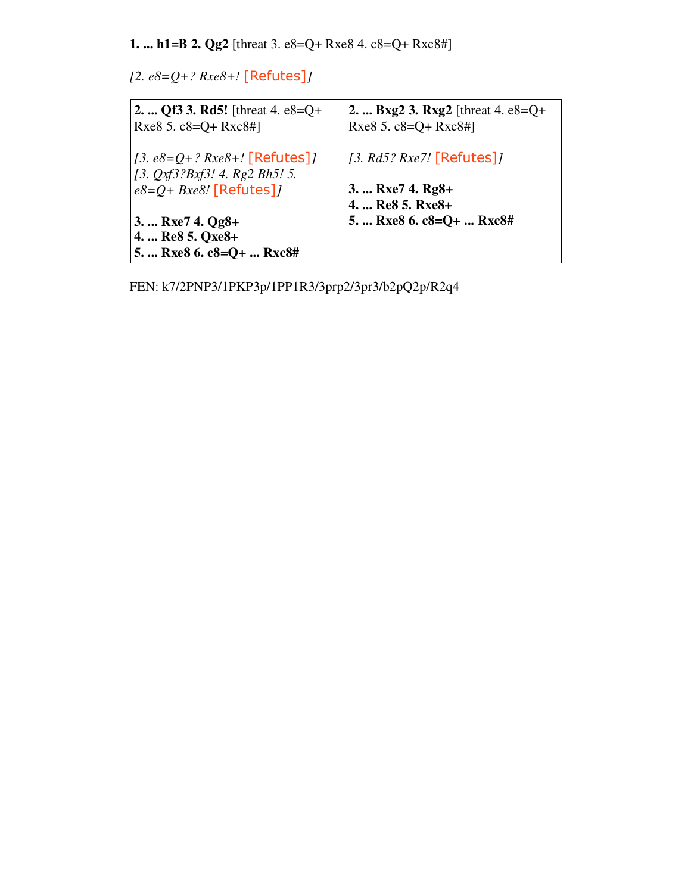**1. ... h1=B 2. Qg2** [threat 3. e8=Q+ Rxe8 4. c8=Q+ Rxc8#]

*[2. e8=Q+? Rxe8+!* [Refutes]*]*

| **2. ... Qf3 3. Rd5!** [threat 4. e8=Q+ Rxe8 5. c8=Q+ Rxc8#]<br><br>*[3. e8=Q+? Rxe8+!* [Refutes]*]*<br>*[3. Qxf3?Bxf3! 4. Rg2 Bh5! 5. e8=Q+ Bxe8!* [Refutes]*]*<br><br>**3. ... Rxe7 4. Qg8+**<br>**4. ... Re8 5. Qxe8+**<br>**5. ... Rxe8 6. c8=Q+ ... Rxc8#** | **2. ... Bxg2 3. Rxg2** [threat 4. e8=Q+ Rxe8 5. c8=Q+ Rxc8#]<br><br>*[3. Rd5? Rxe7!* [Refutes]*]*<br><br>**3. ... Rxe7 4. Rg8+**<br>**4. ... Re8 5. Rxe8+**<br>**5. ... Rxe8 6. c8=Q+ ... Rxc8#** |
|---|---|

FEN: k7/2PNP3/1PKP3p/1PP1R3/3prp2/3pr3/b2pQ2p/R2q4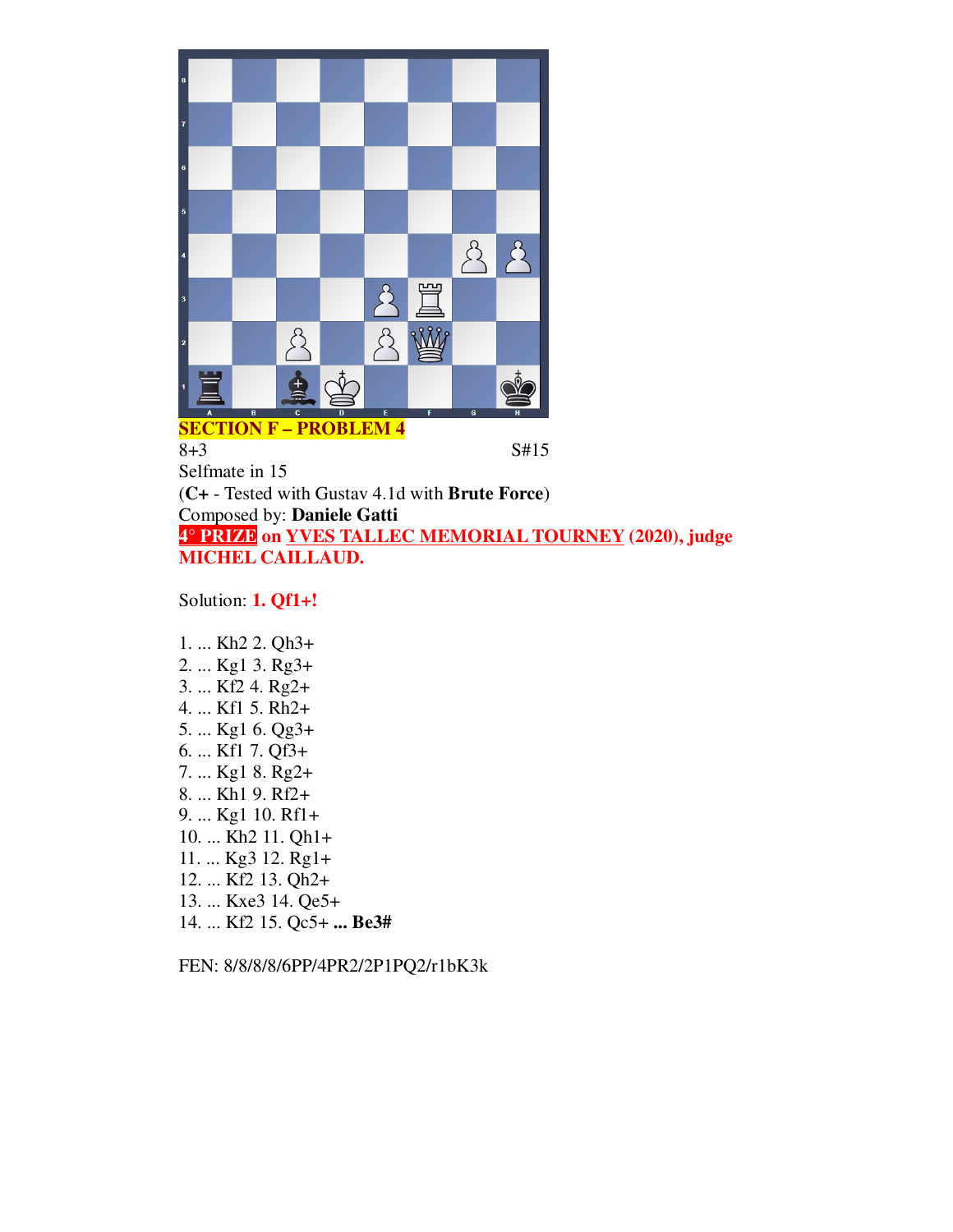**SECTION F – PROBLEM 4**

8+3 S#15

Selfmate in 15

(**C+** - Tested with Gustav 4.1d with **Brute Force**)

Composed by: **Daniele Gatti**

**4° PRIZE on YVES TALLEC MEMORIAL TOURNEY (2020), judge MICHEL CAILLAUD.**

Solution: **1. Qf1+!**

1. ... Kh2 2. Qh3+
2. ... Kg1 3. Rg3+
3. ... Kf2 4. Rg2+
4. ... Kf1 5. Rh2+
5. ... Kg1 6. Qg3+
6. ... Kf1 7. Qf3+
7. ... Kg1 8. Rg2+
8. ... Kh1 9. Rf2+
9. ... Kg1 10. Rf1+
10. ... Kh2 11. Qh1+
11. ... Kg3 12. Rg1+
12. ... Kf2 13. Qh2+
13. ... Kxe3 14. Qe5+
14. ... Kf2 15. Qc5+ **... Be3#**

FEN: 8/8/8/8/6PP/4PR2/2P1PQ2/r1bK3k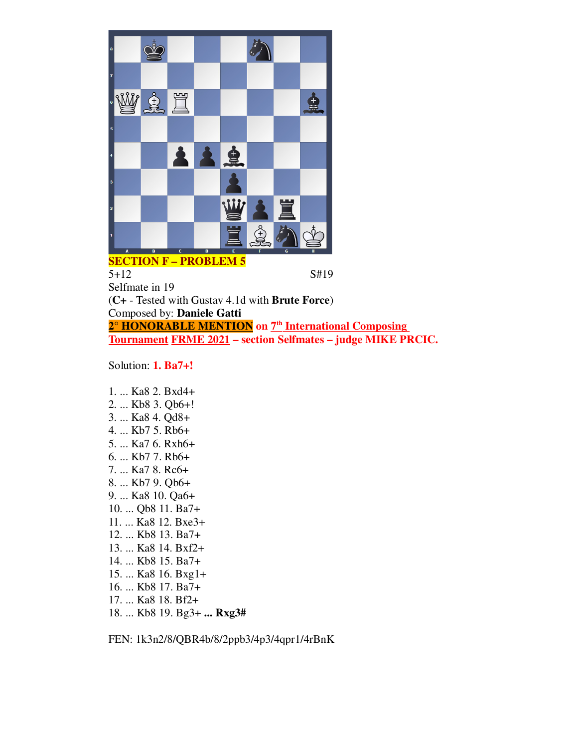**SECTION F – PROBLEM 5**

5+12 S#19

Selfmate in 19

(**C+** - Tested with Gustav 4.1d with **Brute Force**)

Composed by: **Daniele Gatti**

**2° HONORABLE MENTION on 7th International Composing Tournament FRME 2021 – section Selfmates – judge MIKE PRCIC.**

Solution: **1. Ba7+!**

1. ... Ka8 2. Bxd4+
2. ... Kb8 3. Qb6+!
3. ... Ka8 4. Qd8+
4. ... Kb7 5. Rb6+
5. ... Ka7 6. Rxh6+
6. ... Kb7 7. Rb6+
7. ... Ka7 8. Rc6+
8. ... Kb7 9. Qb6+
9. ... Ka8 10. Qa6+
10. ... Qb8 11. Ba7+
11. ... Ka8 12. Bxe3+
12. ... Kb8 13. Ba7+
13. ... Ka8 14. Bxf2+
14. ... Kb8 15. Ba7+
15. ... Ka8 16. Bxg1+
16. ... Kb8 17. Ba7+
17. ... Ka8 18. Bf2+
18. ... Kb8 19. Bg3+ **... Rxg3#**

FEN: 1k3n2/8/QBR4b/8/2ppb3/4p3/4qpr1/4rBnK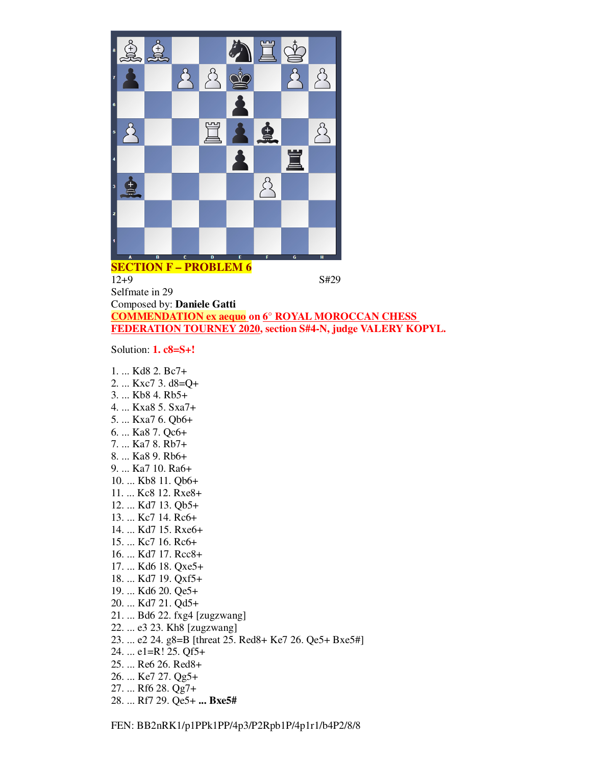**SECTION F – PROBLEM 6**

12+9 S#29

Selfmate in 29

Composed by: **Daniele Gatti**

**COMMENDATION ex aequo on 6° ROYAL MOROCCAN CHESS FEDERATION TOURNEY 2020, section S#4-N, judge VALERY KOPYL.**

Solution: **1. c8=S+!**

1. ... Kd8 2. Bc7+
2. ... Kxc7 3. d8=Q+
3. ... Kb8 4. Rb5+
4. ... Kxa8 5. Sxa7+
5. ... Kxa7 6. Qb6+
6. ... Ka8 7. Qc6+
7. ... Ka7 8. Rb7+
8. ... Ka8 9. Rb6+
9. ... Ka7 10. Ra6+
10. ... Kb8 11. Qb6+
11. ... Kc8 12. Rxe8+
12. ... Kd7 13. Qb5+
13. ... Kc7 14. Rc6+
14. ... Kd7 15. Rxe6+
15. ... Kc7 16. Rc6+
16. ... Kd7 17. Rcc8+
17. ... Kd6 18. Qxe5+
18. ... Kd7 19. Qxf5+
19. ... Kd6 20. Qe5+
20. ... Kd7 21. Qd5+
21. ... Bd6 22. fxg4 [zugzwang]
22. ... e3 23. Kh8 [zugzwang]
23. ... e2 24. g8=B [threat 25. Red8+ Ke7 26. Qe5+ Bxe5#]
24. ... e1=R! 25. Qf5+
25. ... Re6 26. Red8+
26. ... Ke7 27. Qg5+
27. ... Rf6 28. Qg7+
28. ... Rf7 29. Qe5+ **... Bxe5#**

FEN: BB2nRK1/p1PPk1PP/4p3/P2Rpb1P/4p1r1/b4P2/8/8